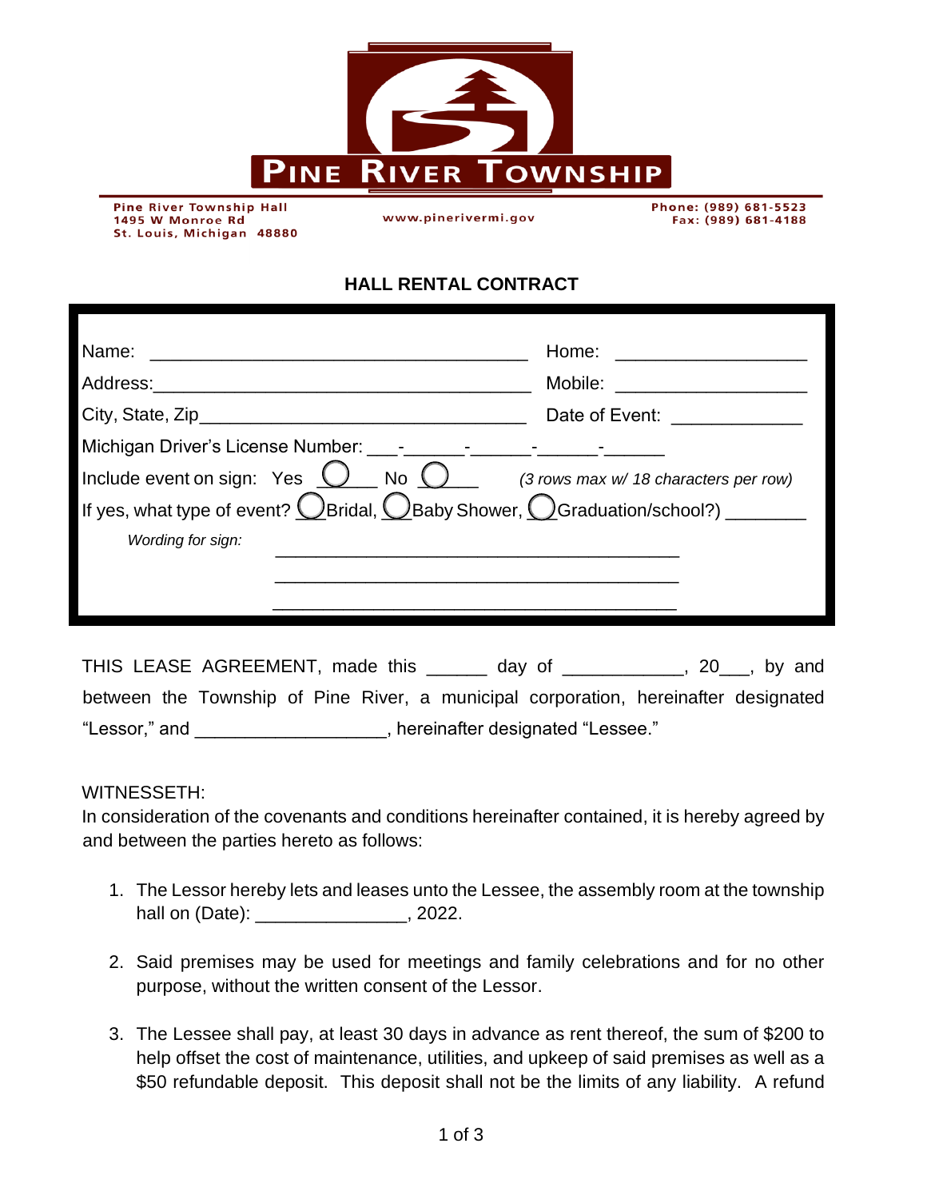# PINE RIVER TOWNSHIP

Pine River Township Hall
1495 W Monroe Rd
St. Louis, Michigan 48880

www.pinerivermi.gov

Phone: (989) 681-5523
Fax: (989) 681-4188

## HALL RENTAL CONTRACT

Name: ____________________________________ Home: __________________

Address: ___________________________________ Mobile: __________________

City, State, Zip _______________________________ Date of Event: ____________

Michigan Driver's License Number: ___-______-______-______-______

Include event on sign: Yes ◯ No ◯ *(3 rows max w/ 18 characters per row)*

If yes, what type of event? ◯ Bridal, ◯ Baby Shower, ◯ Graduation/school?) ________

*Wording for sign:* ________________________________________

________________________________________

________________________________________

THIS LEASE AGREEMENT, made this ______ day of ___________, 20___, by and between the Township of Pine River, a municipal corporation, hereinafter designated "Lessor," and __________________, hereinafter designated "Lessee."

WITNESSETH:
In consideration of the covenants and conditions hereinafter contained, it is hereby agreed by and between the parties hereto as follows:

1. The Lessor hereby lets and leases unto the Lessee, the assembly room at the township hall on (Date): _______________, 2022.

2. Said premises may be used for meetings and family celebrations and for no other purpose, without the written consent of the Lessor.

3. The Lessee shall pay, at least 30 days in advance as rent thereof, the sum of $200 to help offset the cost of maintenance, utilities, and upkeep of said premises as well as a $50 refundable deposit. This deposit shall not be the limits of any liability. A refund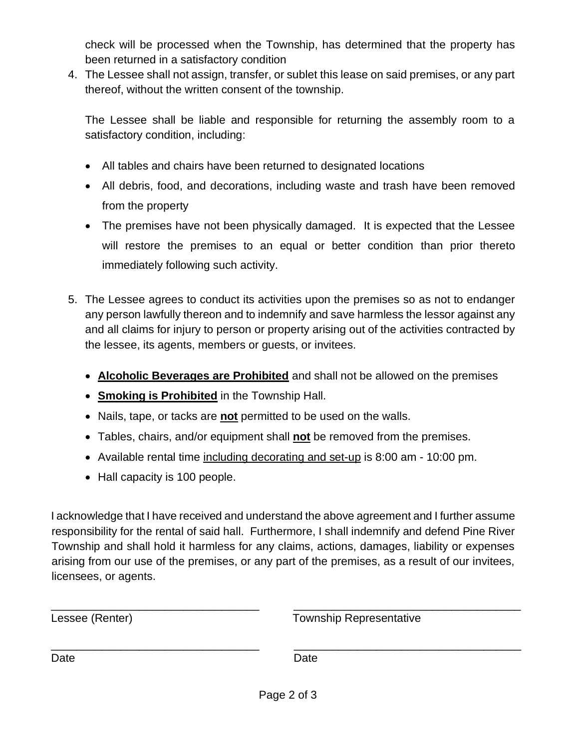check will be processed when the Township, has determined that the property has been returned in a satisfactory condition

4. The Lessee shall not assign, transfer, or sublet this lease on said premises, or any part thereof, without the written consent of the township.

   The Lessee shall be liable and responsible for returning the assembly room to a satisfactory condition, including:

   - All tables and chairs have been returned to designated locations
   - All debris, food, and decorations, including waste and trash have been removed from the property
   - The premises have not been physically damaged. It is expected that the Lessee will restore the premises to an equal or better condition than prior thereto immediately following such activity.

5. The Lessee agrees to conduct its activities upon the premises so as not to endanger any person lawfully thereon and to indemnify and save harmless the lessor against any and all claims for injury to person or property arising out of the activities contracted by the lessee, its agents, members or guests, or invitees.

   - **<u>Alcoholic Beverages are Prohibited</u>** and shall not be allowed on the premises
   - **<u>Smoking is Prohibited</u>** in the Township Hall.
   - Nails, tape, or tacks are **<u>not</u>** permitted to be used on the walls.
   - Tables, chairs, and/or equipment shall **<u>not</u>** be removed from the premises.
   - Available rental time <u>including decorating and set-up</u> is 8:00 am - 10:00 pm.
   - Hall capacity is 100 people.

I acknowledge that I have received and understand the above agreement and I further assume responsibility for the rental of said hall. Furthermore, I shall indemnify and defend Pine River Township and shall hold it harmless for any claims, actions, damages, liability or expenses arising from our use of the premises, or any part of the premises, as a result of our invitees, licensees, or agents.

| | |
|---|---|
| ______________________________ | ______________________________ |
| Lessee (Renter) | Township Representative |
| ______________________________ | ______________________________ |
| Date | Date |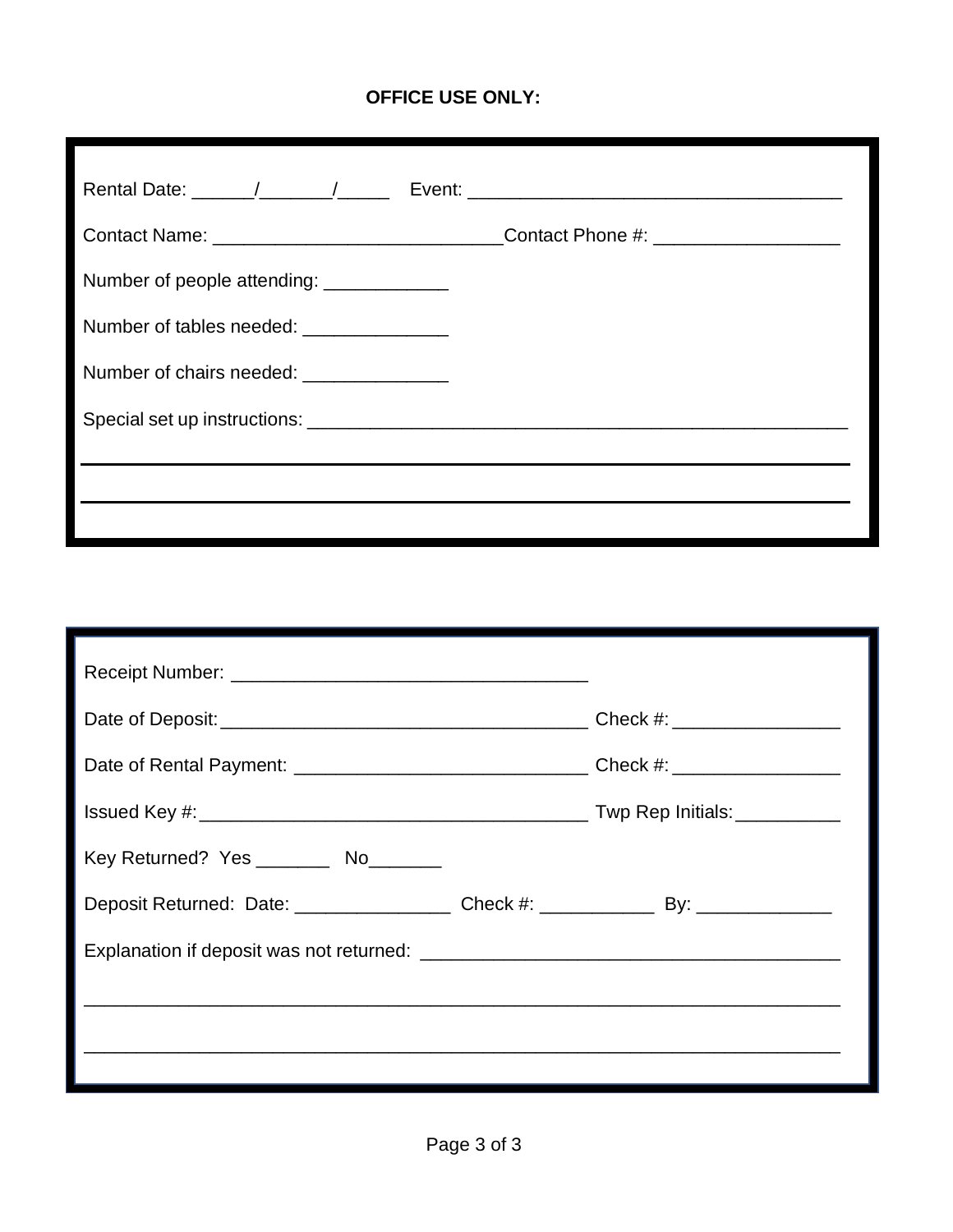**OFFICE USE ONLY:**

Rental Date: ______/_______/_____ Event: ____________________________________

Contact Name: ___________________________Contact Phone #: _________________

Number of people attending: ____________

Number of tables needed: ______________

Number of chairs needed: ______________

Special set up instructions: ____________________________________________________

_________________________________________________________________________

_________________________________________________________________________

Receipt Number: __________________________________

Date of Deposit:___________________________________ Check #: ________________

Date of Rental Payment: ____________________________ Check #: ________________

Issued Key #:_____________________________________ Twp Rep Initials:__________

Key Returned? Yes _______ No_______

Deposit Returned: Date: _______________ Check #: ___________ By: _____________

Explanation if deposit was not returned: ________________________________________

_________________________________________________________________________

_________________________________________________________________________